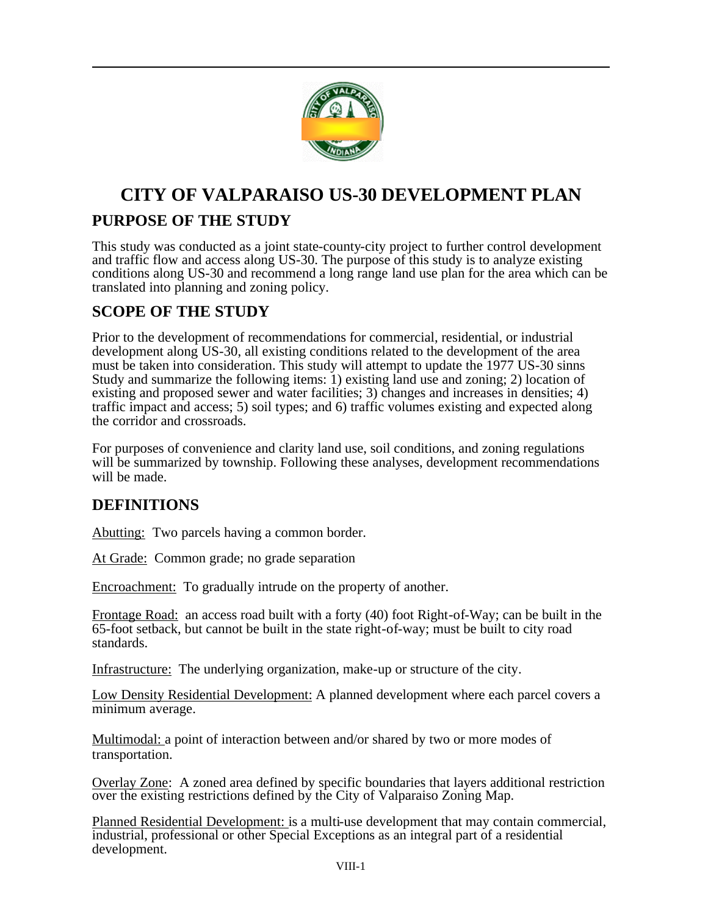# CITY OF VALPARAISO US-30 DEVELOPMENT PLAN

## PURPOSE OF THE STUDY

This study was conducted as a joint state-county-city project to further control development and traffic flow and access along US-30. The purpose of this study is to analyze existing conditions along US-30 and recommend a long range land use plan for the area which can be translated into planning and zoning policy.

## SCOPE OF THE STUDY

Prior to the development of recommendations for commercial, residential, or industrial development along US-30, all existing conditions related to the development of the area must be taken into consideration. This study will attempt to update the 1977 US-30 sinns Study and summarize the following items: 1) existing land use and zoning; 2) location of existing and proposed sewer and water facilities; 3) changes and increases in densities; 4) traffic impact and access; 5) soil types; and 6) traffic volumes existing and expected along the corridor and crossroads.

For purposes of convenience and clarity land use, soil conditions, and zoning regulations will be summarized by township. Following these analyses, development recommendations will be made.

## DEFINITIONS

Abutting: Two parcels having a common border.

At Grade: Common grade; no grade separation

Encroachment: To gradually intrude on the property of another.

Frontage Road: an access road built with a forty (40) foot Right-of-Way; can be built in the 65-foot setback, but cannot be built in the state right-of-way; must be built to city road standards.

Infrastructure: The underlying organization, make-up or structure of the city.

Low Density Residential Development: A planned development where each parcel covers a minimum average.

Multimodal: a point of interaction between and/or shared by two or more modes of transportation.

Overlay Zone: A zoned area defined by specific boundaries that layers additional restriction over the existing restrictions defined by the City of Valparaiso Zoning Map.

Planned Residential Development: is a multi-use development that may contain commercial, industrial, professional or other Special Exceptions as an integral part of a residential development.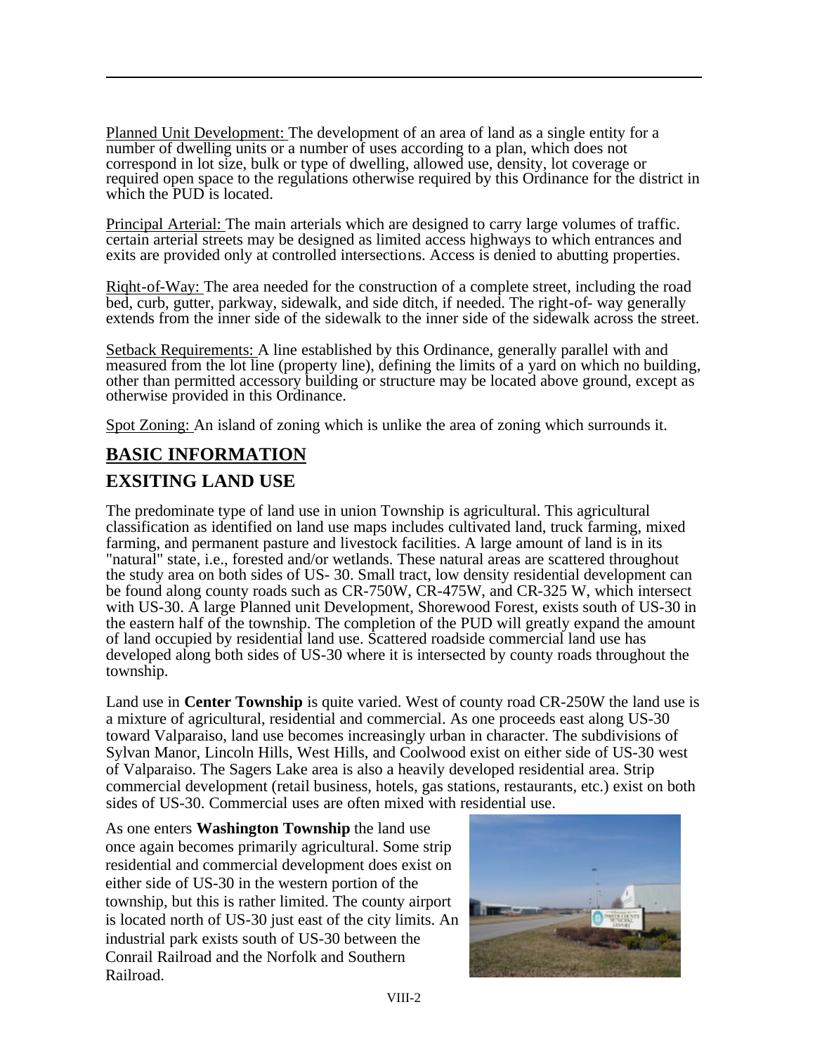Planned Unit Development: The development of an area of land as a single entity for a number of dwelling units or a number of uses according to a plan, which does not correspond in lot size, bulk or type of dwelling, allowed use, density, lot coverage or required open space to the regulations otherwise required by this Ordinance for the district in which the PUD is located.

Principal Arterial: The main arterials which are designed to carry large volumes of traffic. certain arterial streets may be designed as limited access highways to which entrances and exits are provided only at controlled intersections. Access is denied to abutting properties.

Right-of-Way: The area needed for the construction of a complete street, including the road bed, curb, gutter, parkway, sidewalk, and side ditch, if needed. The right-of- way generally extends from the inner side of the sidewalk to the inner side of the sidewalk across the street.

Setback Requirements: A line established by this Ordinance, generally parallel with and measured from the lot line (property line), defining the limits of a yard on which no building, other than permitted accessory building or structure may be located above ground, except as otherwise provided in this Ordinance.

Spot Zoning: An island of zoning which is unlike the area of zoning which surrounds it.

## BASIC INFORMATION

## EXSITING LAND USE

The predominate type of land use in union Township is agricultural. This agricultural classification as identified on land use maps includes cultivated land, truck farming, mixed farming, and permanent pasture and livestock facilities. A large amount of land is in its "natural" state, i.e., forested and/or wetlands. These natural areas are scattered throughout the study area on both sides of US- 30. Small tract, low density residential development can be found along county roads such as CR-750W, CR-475W, and CR-325 W, which intersect with US-30. A large Planned unit Development, Shorewood Forest, exists south of US-30 in the eastern half of the township. The completion of the PUD will greatly expand the amount of land occupied by residential land use. Scattered roadside commercial land use has developed along both sides of US-30 where it is intersected by county roads throughout the township.

Land use in **Center Township** is quite varied. West of county road CR-250W the land use is a mixture of agricultural, residential and commercial. As one proceeds east along US-30 toward Valparaiso, land use becomes increasingly urban in character. The subdivisions of Sylvan Manor, Lincoln Hills, West Hills, and Coolwood exist on either side of US-30 west of Valparaiso. The Sagers Lake area is also a heavily developed residential area. Strip commercial development (retail business, hotels, gas stations, restaurants, etc.) exist on both sides of US-30. Commercial uses are often mixed with residential use.

As one enters **Washington Township** the land use once again becomes primarily agricultural. Some strip residential and commercial development does exist on either side of US-30 in the western portion of the township, but this is rather limited. The county airport is located north of US-30 just east of the city limits. An industrial park exists south of US-30 between the Conrail Railroad and the Norfolk and Southern Railroad.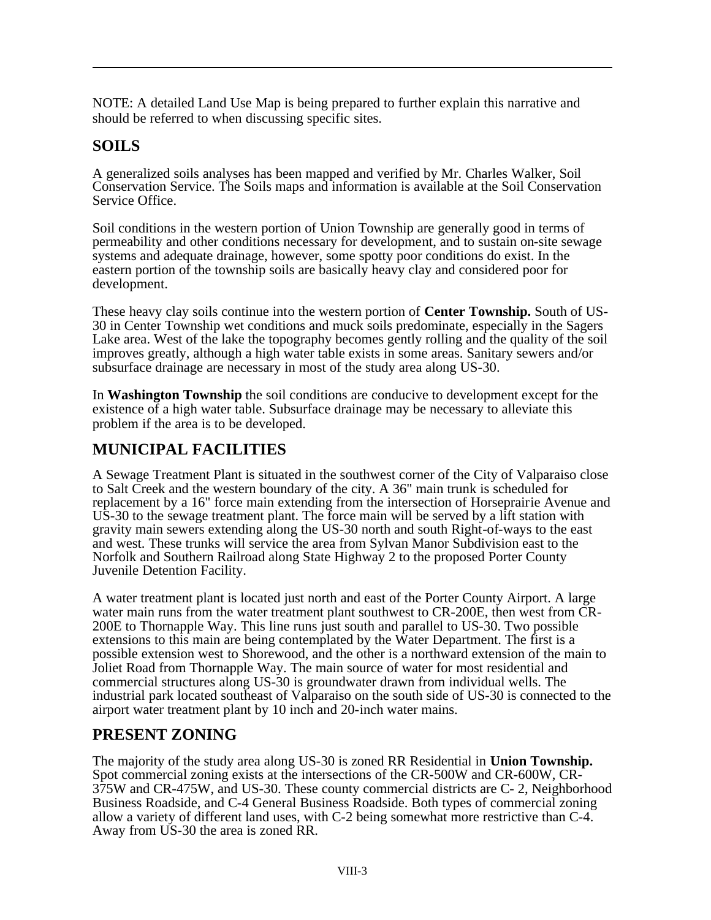NOTE: A detailed Land Use Map is being prepared to further explain this narrative and should be referred to when discussing specific sites.

## SOILS

A generalized soils analyses has been mapped and verified by Mr. Charles Walker, Soil Conservation Service. The Soils maps and information is available at the Soil Conservation Service Office.

Soil conditions in the western portion of Union Township are generally good in terms of permeability and other conditions necessary for development, and to sustain on-site sewage systems and adequate drainage, however, some spotty poor conditions do exist. In the eastern portion of the township soils are basically heavy clay and considered poor for development.

These heavy clay soils continue into the western portion of **Center Township.** South of US-30 in Center Township wet conditions and muck soils predominate, especially in the Sagers Lake area. West of the lake the topography becomes gently rolling and the quality of the soil improves greatly, although a high water table exists in some areas. Sanitary sewers and/or subsurface drainage are necessary in most of the study area along US-30.

In **Washington Township** the soil conditions are conducive to development except for the existence of a high water table. Subsurface drainage may be necessary to alleviate this problem if the area is to be developed.

## MUNICIPAL FACILITIES

A Sewage Treatment Plant is situated in the southwest corner of the City of Valparaiso close to Salt Creek and the western boundary of the city. A 36" main trunk is scheduled for replacement by a 16" force main extending from the intersection of Horseprairie Avenue and US-30 to the sewage treatment plant. The force main will be served by a lift station with gravity main sewers extending along the US-30 north and south Right-of-ways to the east and west. These trunks will service the area from Sylvan Manor Subdivision east to the Norfolk and Southern Railroad along State Highway 2 to the proposed Porter County Juvenile Detention Facility.

A water treatment plant is located just north and east of the Porter County Airport. A large water main runs from the water treatment plant southwest to CR-200E, then west from CR-200E to Thornapple Way. This line runs just south and parallel to US-30. Two possible extensions to this main are being contemplated by the Water Department. The first is a possible extension west to Shorewood, and the other is a northward extension of the main to Joliet Road from Thornapple Way. The main source of water for most residential and commercial structures along US-30 is groundwater drawn from individual wells. The industrial park located southeast of Valparaiso on the south side of US-30 is connected to the airport water treatment plant by 10 inch and 20-inch water mains.

## PRESENT ZONING

The majority of the study area along US-30 is zoned RR Residential in **Union Township.** Spot commercial zoning exists at the intersections of the CR-500W and CR-600W, CR-375W and CR-475W, and US-30. These county commercial districts are C- 2, Neighborhood Business Roadside, and C-4 General Business Roadside. Both types of commercial zoning allow a variety of different land uses, with C-2 being somewhat more restrictive than C-4. Away from US-30 the area is zoned RR.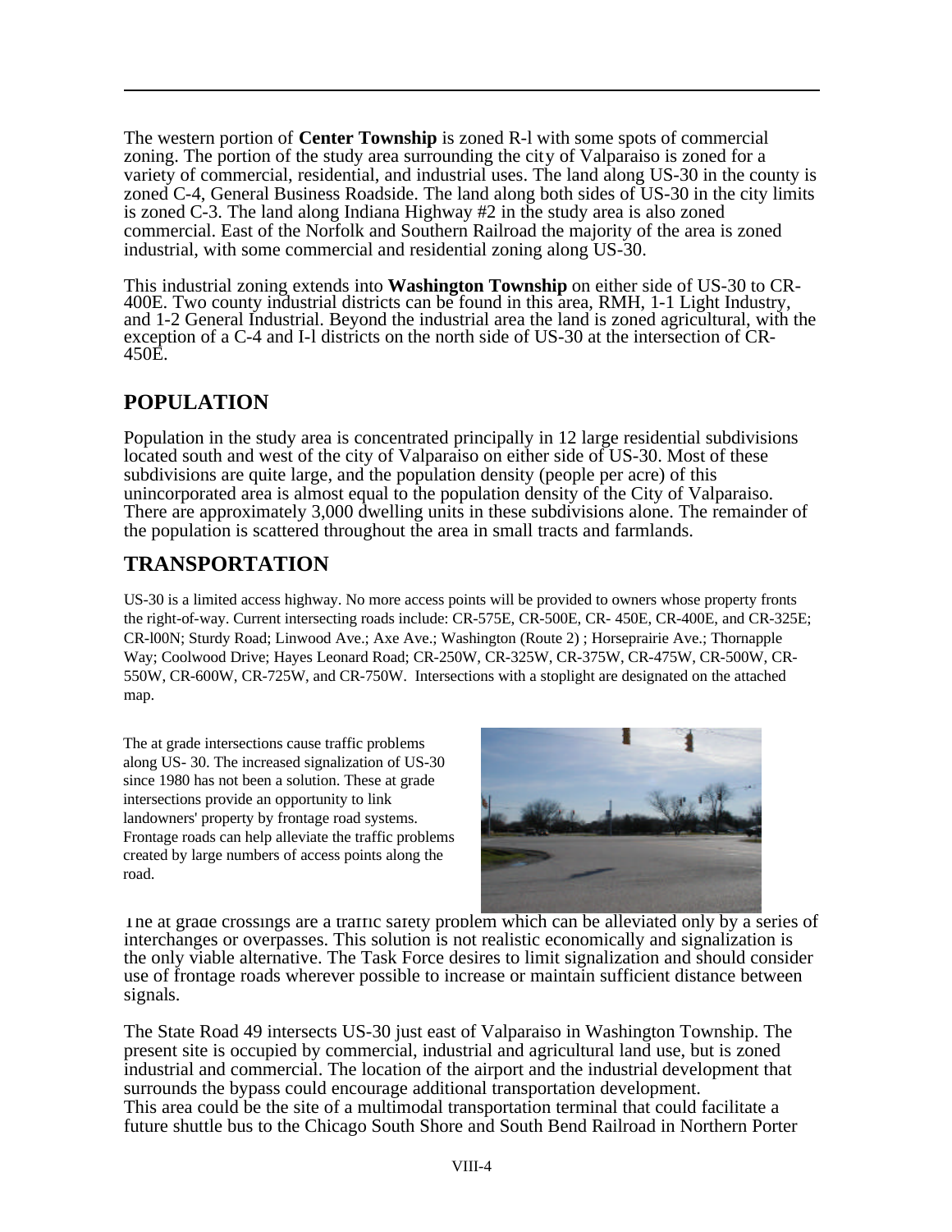The western portion of **Center Township** is zoned R-l with some spots of commercial zoning. The portion of the study area surrounding the city of Valparaiso is zoned for a variety of commercial, residential, and industrial uses. The land along US-30 in the county is zoned C-4, General Business Roadside. The land along both sides of US-30 in the city limits is zoned C-3. The land along Indiana Highway #2 in the study area is also zoned commercial. East of the Norfolk and Southern Railroad the majority of the area is zoned industrial, with some commercial and residential zoning along US-30.

This industrial zoning extends into **Washington Township** on either side of US-30 to CR-400E. Two county industrial districts can be found in this area, RMH, 1-1 Light Industry, and 1-2 General Industrial. Beyond the industrial area the land is zoned agricultural, with the exception of a C-4 and I-l districts on the north side of US-30 at the intersection of CR-450E.

## POPULATION

Population in the study area is concentrated principally in 12 large residential subdivisions located south and west of the city of Valparaiso on either side of US-30. Most of these subdivisions are quite large, and the population density (people per acre) of this unincorporated area is almost equal to the population density of the City of Valparaiso. There are approximately 3,000 dwelling units in these subdivisions alone. The remainder of the population is scattered throughout the area in small tracts and farmlands.

## TRANSPORTATION

US-30 is a limited access highway. No more access points will be provided to owners whose property fronts the right-of-way. Current intersecting roads include: CR-575E, CR-500E, CR- 450E, CR-400E, and CR-325E; CR-l00N; Sturdy Road; Linwood Ave.; Axe Ave.; Washington (Route 2) ; Horseprairie Ave.; Thornapple Way; Coolwood Drive; Hayes Leonard Road; CR-250W, CR-325W, CR-375W, CR-475W, CR-500W, CR-550W, CR-600W, CR-725W, and CR-750W. Intersections with a stoplight are designated on the attached map.

The at grade intersections cause traffic problems along US- 30. The increased signalization of US-30 since 1980 has not been a solution. These at grade intersections provide an opportunity to link landowners' property by frontage road systems. Frontage roads can help alleviate the traffic problems created by large numbers of access points along the road.

The at grade crossings are a traffic safety problem which can be alleviated only by a series of interchanges or overpasses. This solution is not realistic economically and signalization is the only viable alternative. The Task Force desires to limit signalization and should consider use of frontage roads wherever possible to increase or maintain sufficient distance between signals.

The State Road 49 intersects US-30 just east of Valparaiso in Washington Township. The present site is occupied by commercial, industrial and agricultural land use, but is zoned industrial and commercial. The location of the airport and the industrial development that surrounds the bypass could encourage additional transportation development.
This area could be the site of a multimodal transportation terminal that could facilitate a future shuttle bus to the Chicago South Shore and South Bend Railroad in Northern Porter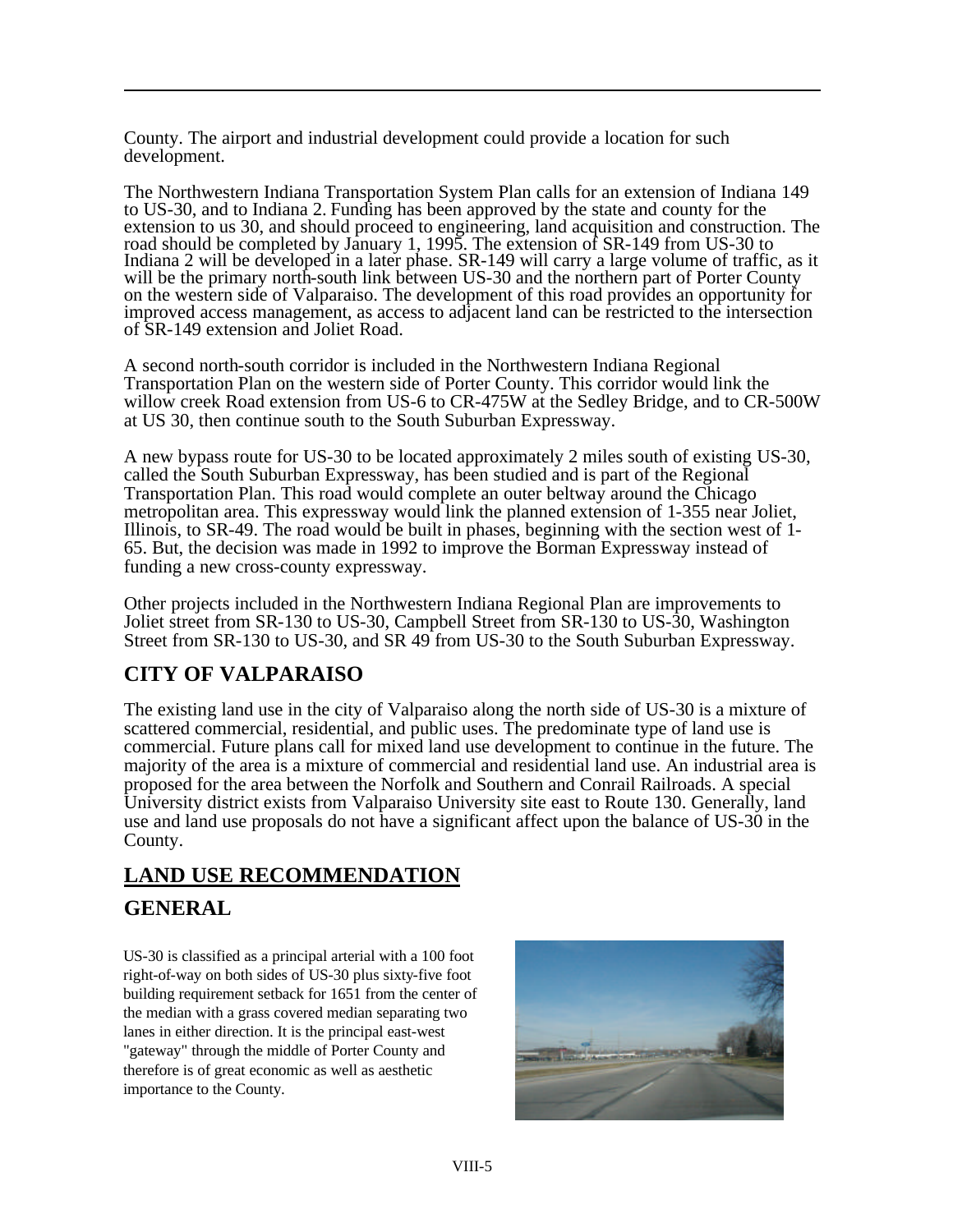County. The airport and industrial development could provide a location for such development.

The Northwestern Indiana Transportation System Plan calls for an extension of Indiana 149 to US-30, and to Indiana 2. Funding has been approved by the state and county for the extension to us 30, and should proceed to engineering, land acquisition and construction. The road should be completed by January 1, 1995. The extension of SR-149 from US-30 to Indiana 2 will be developed in a later phase. SR-149 will carry a large volume of traffic, as it will be the primary north-south link between US-30 and the northern part of Porter County on the western side of Valparaiso. The development of this road provides an opportunity for improved access management, as access to adjacent land can be restricted to the intersection of SR-149 extension and Joliet Road.

A second north-south corridor is included in the Northwestern Indiana Regional Transportation Plan on the western side of Porter County. This corridor would link the willow creek Road extension from US-6 to CR-475W at the Sedley Bridge, and to CR-500W at US 30, then continue south to the South Suburban Expressway.

A new bypass route for US-30 to be located approximately 2 miles south of existing US-30, called the South Suburban Expressway, has been studied and is part of the Regional Transportation Plan. This road would complete an outer beltway around the Chicago metropolitan area. This expressway would link the planned extension of 1-355 near Joliet, Illinois, to SR-49. The road would be built in phases, beginning with the section west of 1-65. But, the decision was made in 1992 to improve the Borman Expressway instead of funding a new cross-county expressway.

Other projects included in the Northwestern Indiana Regional Plan are improvements to Joliet street from SR-130 to US-30, Campbell Street from SR-130 to US-30, Washington Street from SR-130 to US-30, and SR 49 from US-30 to the South Suburban Expressway.

## CITY OF VALPARAISO

The existing land use in the city of Valparaiso along the north side of US-30 is a mixture of scattered commercial, residential, and public uses. The predominate type of land use is commercial. Future plans call for mixed land use development to continue in the future. The majority of the area is a mixture of commercial and residential land use. An industrial area is proposed for the area between the Norfolk and Southern and Conrail Railroads. A special University district exists from Valparaiso University site east to Route 130. Generally, land use and land use proposals do not have a significant affect upon the balance of US-30 in the County.

## LAND USE RECOMMENDATION

## GENERAL

US-30 is classified as a principal arterial with a 100 foot right-of-way on both sides of US-30 plus sixty-five foot building requirement setback for 1651 from the center of the median with a grass covered median separating two lanes in either direction. It is the principal east-west "gateway" through the middle of Porter County and therefore is of great economic as well as aesthetic importance to the County.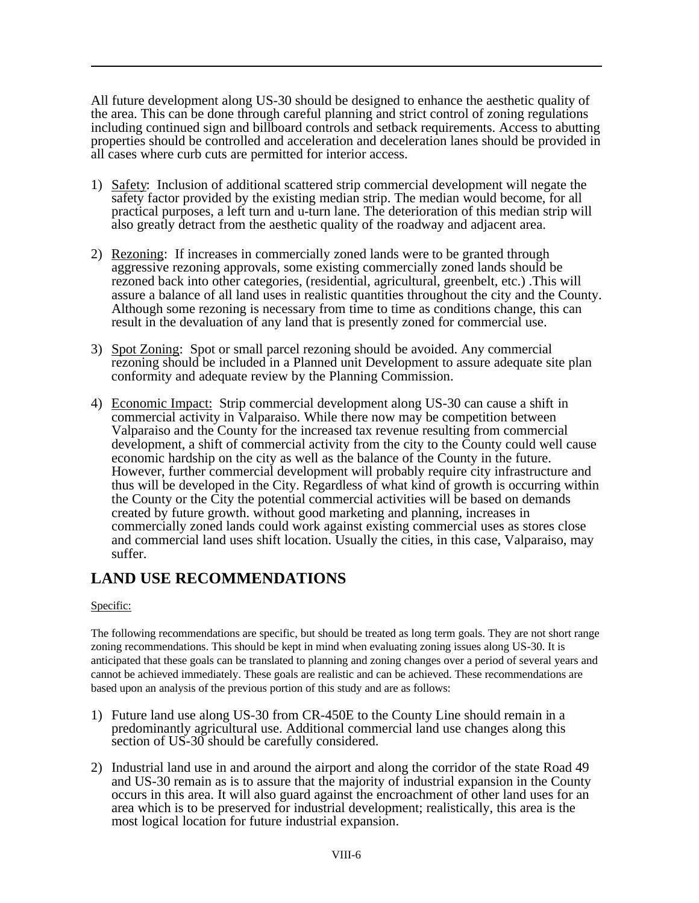All future development along US-30 should be designed to enhance the aesthetic quality of the area. This can be done through careful planning and strict control of zoning regulations including continued sign and billboard controls and setback requirements. Access to abutting properties should be controlled and acceleration and deceleration lanes should be provided in all cases where curb cuts are permitted for interior access.

1) Safety: Inclusion of additional scattered strip commercial development will negate the safety factor provided by the existing median strip. The median would become, for all practical purposes, a left turn and u-turn lane. The deterioration of this median strip will also greatly detract from the aesthetic quality of the roadway and adjacent area.

2) Rezoning: If increases in commercially zoned lands were to be granted through aggressive rezoning approvals, some existing commercially zoned lands should be rezoned back into other categories, (residential, agricultural, greenbelt, etc.) .This will assure a balance of all land uses in realistic quantities throughout the city and the County. Although some rezoning is necessary from time to time as conditions change, this can result in the devaluation of any land that is presently zoned for commercial use.

3) Spot Zoning: Spot or small parcel rezoning should be avoided. Any commercial rezoning should be included in a Planned unit Development to assure adequate site plan conformity and adequate review by the Planning Commission.

4) Economic Impact: Strip commercial development along US-30 can cause a shift in commercial activity in Valparaiso. While there now may be competition between Valparaiso and the County for the increased tax revenue resulting from commercial development, a shift of commercial activity from the city to the County could well cause economic hardship on the city as well as the balance of the County in the future. However, further commercial development will probably require city infrastructure and thus will be developed in the City. Regardless of what kind of growth is occurring within the County or the City the potential commercial activities will be based on demands created by future growth. without good marketing and planning, increases in commercially zoned lands could work against existing commercial uses as stores close and commercial land uses shift location. Usually the cities, in this case, Valparaiso, may suffer.

## LAND USE RECOMMENDATIONS

Specific:

The following recommendations are specific, but should be treated as long term goals. They are not short range zoning recommendations. This should be kept in mind when evaluating zoning issues along US-30. It is anticipated that these goals can be translated to planning and zoning changes over a period of several years and cannot be achieved immediately. These goals are realistic and can be achieved. These recommendations are based upon an analysis of the previous portion of this study and are as follows:

1) Future land use along US-30 from CR-450E to the County Line should remain in a predominantly agricultural use. Additional commercial land use changes along this section of US-30 should be carefully considered.

2) Industrial land use in and around the airport and along the corridor of the state Road 49 and US-30 remain as is to assure that the majority of industrial expansion in the County occurs in this area. It will also guard against the encroachment of other land uses for an area which is to be preserved for industrial development; realistically, this area is the most logical location for future industrial expansion.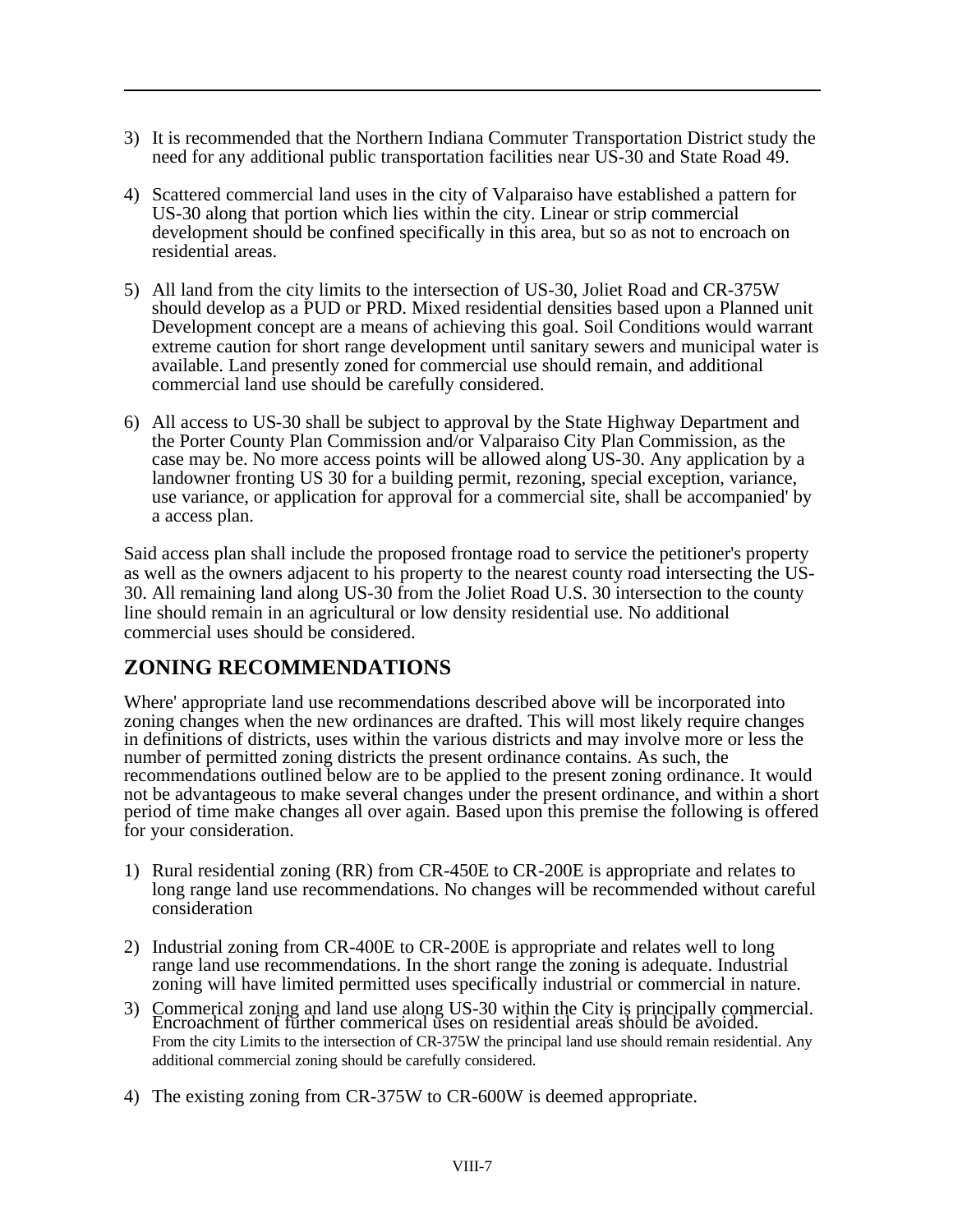3) It is recommended that the Northern Indiana Commuter Transportation District study the need for any additional public transportation facilities near US-30 and State Road 49.

4) Scattered commercial land uses in the city of Valparaiso have established a pattern for US-30 along that portion which lies within the city. Linear or strip commercial development should be confined specifically in this area, but so as not to encroach on residential areas.

5) All land from the city limits to the intersection of US-30, Joliet Road and CR-375W should develop as a PUD or PRD. Mixed residential densities based upon a Planned unit Development concept are a means of achieving this goal. Soil Conditions would warrant extreme caution for short range development until sanitary sewers and municipal water is available. Land presently zoned for commercial use should remain, and additional commercial land use should be carefully considered.

6) All access to US-30 shall be subject to approval by the State Highway Department and the Porter County Plan Commission and/or Valparaiso City Plan Commission, as the case may be. No more access points will be allowed along US-30. Any application by a landowner fronting US 30 for a building permit, rezoning, special exception, variance, use variance, or application for approval for a commercial site, shall be accompanied' by a access plan.

Said access plan shall include the proposed frontage road to service the petitioner's property as well as the owners adjacent to his property to the nearest county road intersecting the US-30. All remaining land along US-30 from the Joliet Road U.S. 30 intersection to the county line should remain in an agricultural or low density residential use. No additional commercial uses should be considered.

## ZONING RECOMMENDATIONS

Where' appropriate land use recommendations described above will be incorporated into zoning changes when the new ordinances are drafted. This will most likely require changes in definitions of districts, uses within the various districts and may involve more or less the number of permitted zoning districts the present ordinance contains. As such, the recommendations outlined below are to be applied to the present zoning ordinance. It would not be advantageous to make several changes under the present ordinance, and within a short period of time make changes all over again. Based upon this premise the following is offered for your consideration.

1) Rural residential zoning (RR) from CR-450E to CR-200E is appropriate and relates to long range land use recommendations. No changes will be recommended without careful consideration

2) Industrial zoning from CR-400E to CR-200E is appropriate and relates well to long range land use recommendations. In the short range the zoning is adequate. Industrial zoning will have limited permitted uses specifically industrial or commercial in nature.

3) Commerical zoning and land use along US-30 within the City is principally commercial. Encroachment of further commerical uses on residential areas should be avoided. From the city Limits to the intersection of CR-375W the principal land use should remain residential. Any additional commercial zoning should be carefully considered.

4) The existing zoning from CR-375W to CR-600W is deemed appropriate.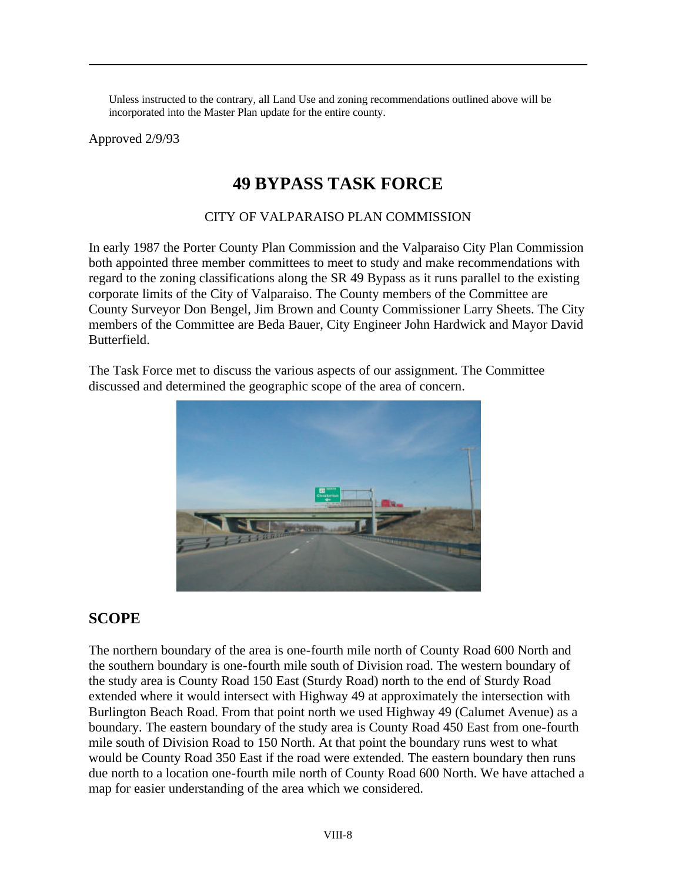Unless instructed to the contrary, all Land Use and zoning recommendations outlined above will be incorporated into the Master Plan update for the entire county.

Approved 2/9/93

# 49 BYPASS TASK FORCE

CITY OF VALPARAISO PLAN COMMISSION

In early 1987 the Porter County Plan Commission and the Valparaiso City Plan Commission both appointed three member committees to meet to study and make recommendations with regard to the zoning classifications along the SR 49 Bypass as it runs parallel to the existing corporate limits of the City of Valparaiso. The County members of the Committee are County Surveyor Don Bengel, Jim Brown and County Commissioner Larry Sheets. The City members of the Committee are Beda Bauer, City Engineer John Hardwick and Mayor David Butterfield.

The Task Force met to discuss the various aspects of our assignment. The Committee discussed and determined the geographic scope of the area of concern.

## SCOPE

The northern boundary of the area is one-fourth mile north of County Road 600 North and the southern boundary is one-fourth mile south of Division road. The western boundary of the study area is County Road 150 East (Sturdy Road) north to the end of Sturdy Road extended where it would intersect with Highway 49 at approximately the intersection with Burlington Beach Road. From that point north we used Highway 49 (Calumet Avenue) as a boundary. The eastern boundary of the study area is County Road 450 East from one-fourth mile south of Division Road to 150 North. At that point the boundary runs west to what would be County Road 350 East if the road were extended. The eastern boundary then runs due north to a location one-fourth mile north of County Road 600 North. We have attached a map for easier understanding of the area which we considered.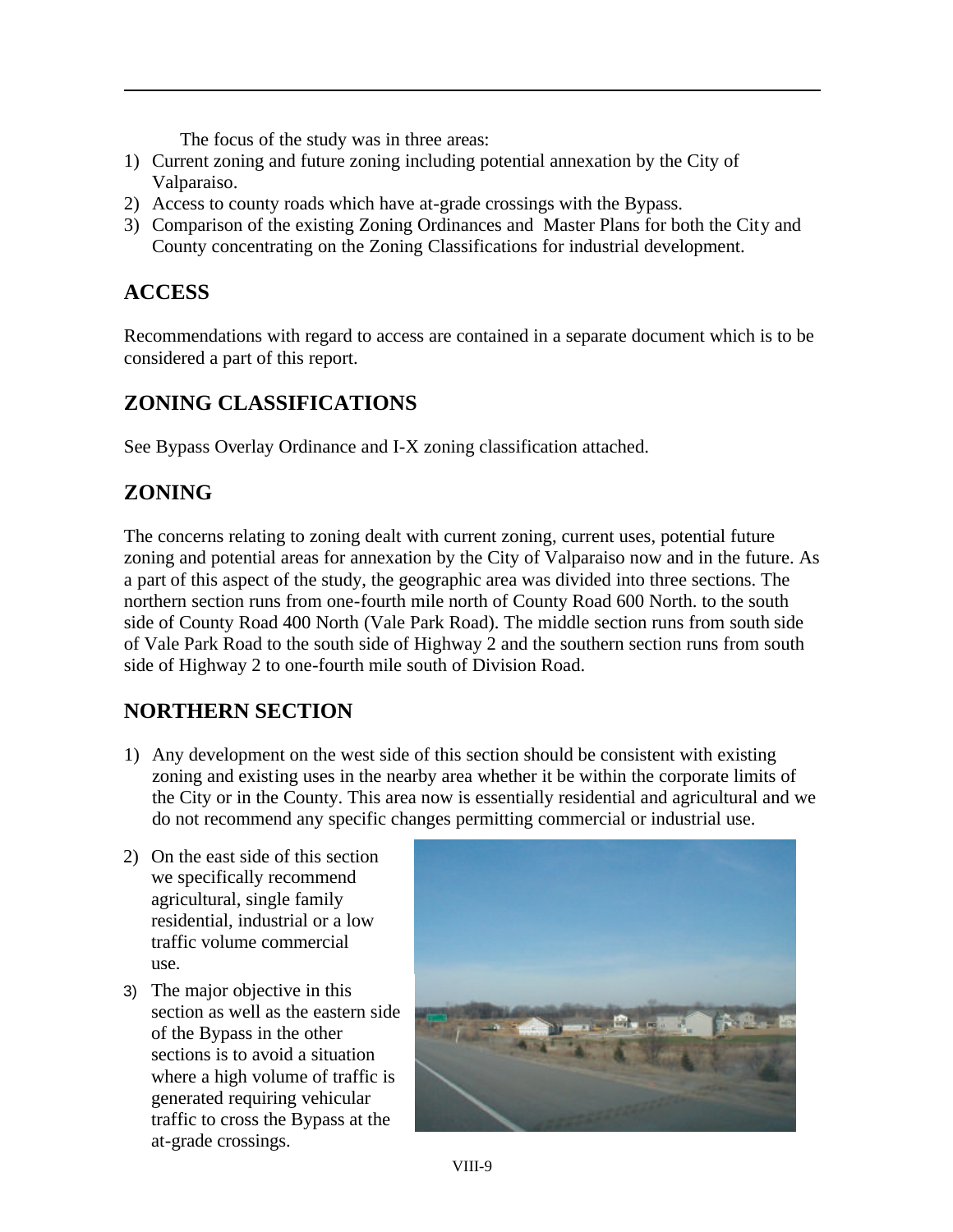The focus of the study was in three areas:

1) Current zoning and future zoning including potential annexation by the City of Valparaiso.
2) Access to county roads which have at-grade crossings with the Bypass.
3) Comparison of the existing Zoning Ordinances and Master Plans for both the City and County concentrating on the Zoning Classifications for industrial development.

## ACCESS

Recommendations with regard to access are contained in a separate document which is to be considered a part of this report.

## ZONING CLASSIFICATIONS

See Bypass Overlay Ordinance and I-X zoning classification attached.

## ZONING

The concerns relating to zoning dealt with current zoning, current uses, potential future zoning and potential areas for annexation by the City of Valparaiso now and in the future. As a part of this aspect of the study, the geographic area was divided into three sections. The northern section runs from one-fourth mile north of County Road 600 North. to the south side of County Road 400 North (Vale Park Road). The middle section runs from south side of Vale Park Road to the south side of Highway 2 and the southern section runs from south side of Highway 2 to one-fourth mile south of Division Road.

## NORTHERN SECTION

1) Any development on the west side of this section should be consistent with existing zoning and existing uses in the nearby area whether it be within the corporate limits of the City or in the County. This area now is essentially residential and agricultural and we do not recommend any specific changes permitting commercial or industrial use.
2) On the east side of this section we specifically recommend agricultural, single family residential, industrial or a low traffic volume commercial use.
3) The major objective in this section as well as the eastern side of the Bypass in the other sections is to avoid a situation where a high volume of traffic is generated requiring vehicular traffic to cross the Bypass at the at-grade crossings.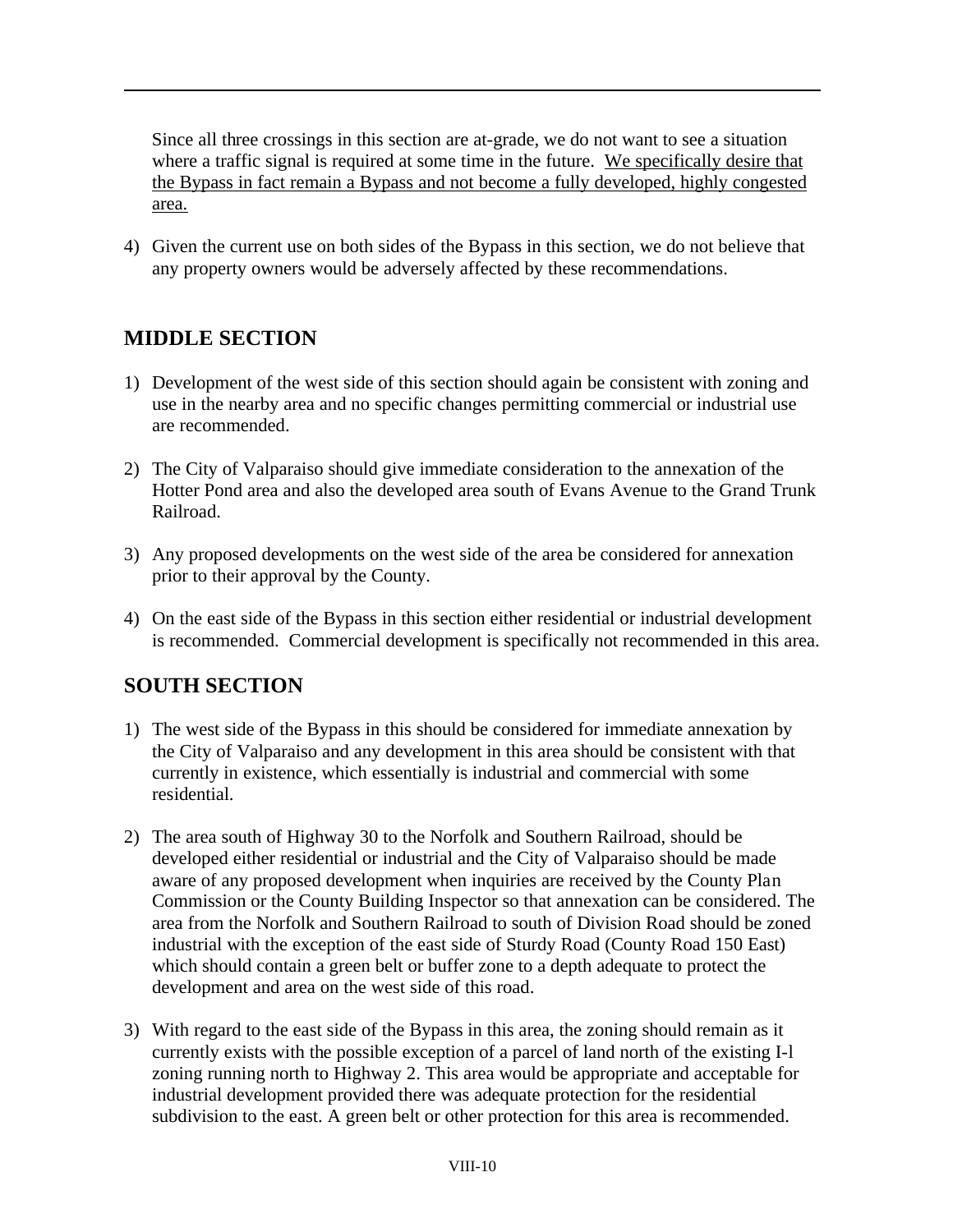Since all three crossings in this section are at-grade, we do not want to see a situation where a traffic signal is required at some time in the future. <u>We specifically desire that the Bypass in fact remain a Bypass and not become a fully developed, highly congested area.</u>

4) Given the current use on both sides of the Bypass in this section, we do not believe that any property owners would be adversely affected by these recommendations.

## MIDDLE SECTION

1) Development of the west side of this section should again be consistent with zoning and use in the nearby area and no specific changes permitting commercial or industrial use are recommended.

2) The City of Valparaiso should give immediate consideration to the annexation of the Hotter Pond area and also the developed area south of Evans Avenue to the Grand Trunk Railroad.

3) Any proposed developments on the west side of the area be considered for annexation prior to their approval by the County.

4) On the east side of the Bypass in this section either residential or industrial development is recommended. Commercial development is specifically not recommended in this area.

## SOUTH SECTION

1) The west side of the Bypass in this should be considered for immediate annexation by the City of Valparaiso and any development in this area should be consistent with that currently in existence, which essentially is industrial and commercial with some residential.

2) The area south of Highway 30 to the Norfolk and Southern Railroad, should be developed either residential or industrial and the City of Valparaiso should be made aware of any proposed development when inquiries are received by the County Plan Commission or the County Building Inspector so that annexation can be considered. The area from the Norfolk and Southern Railroad to south of Division Road should be zoned industrial with the exception of the east side of Sturdy Road (County Road 150 East) which should contain a green belt or buffer zone to a depth adequate to protect the development and area on the west side of this road.

3) With regard to the east side of the Bypass in this area, the zoning should remain as it currently exists with the possible exception of a parcel of land north of the existing I-l zoning running north to Highway 2. This area would be appropriate and acceptable for industrial development provided there was adequate protection for the residential subdivision to the east. A green belt or other protection for this area is recommended.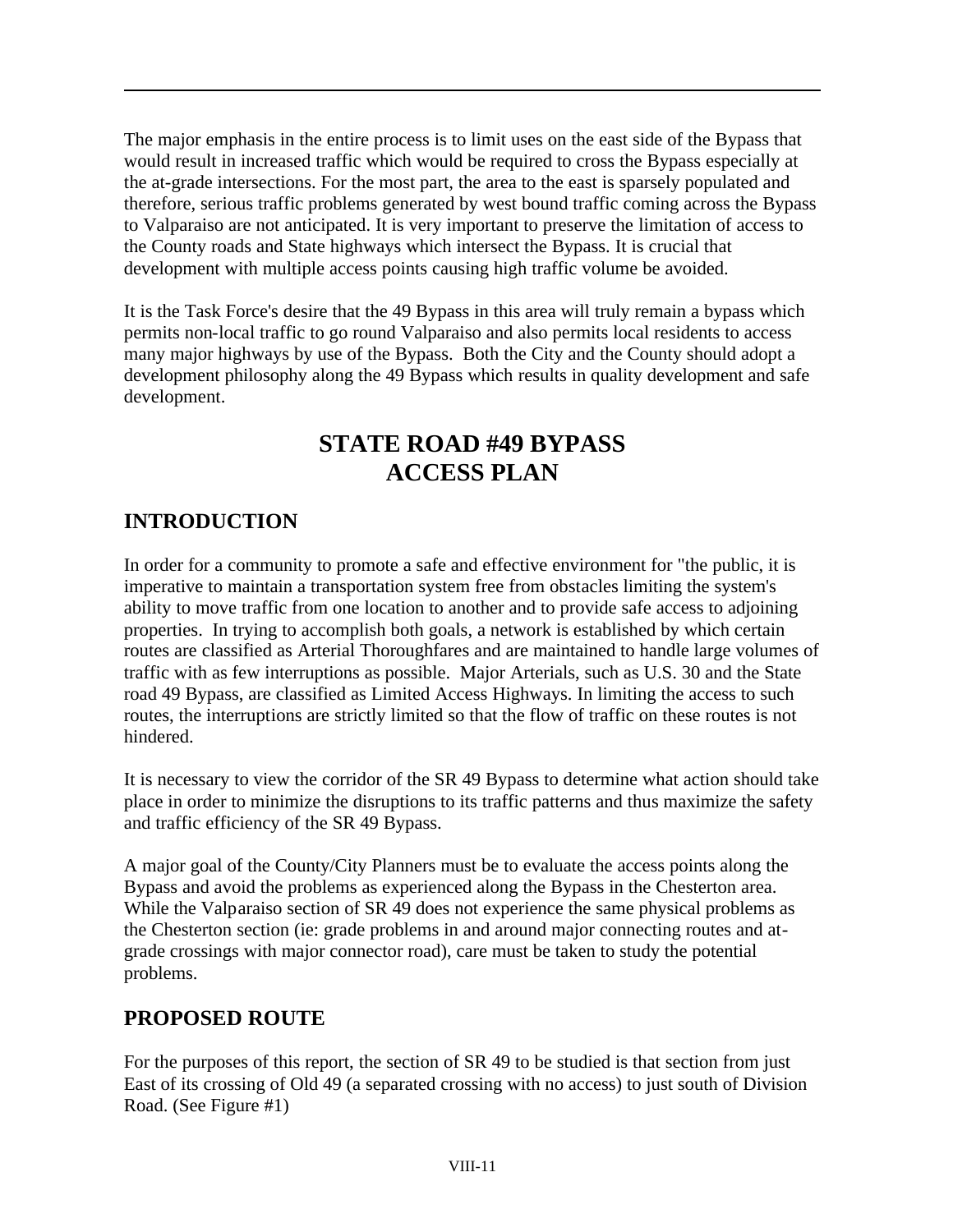The major emphasis in the entire process is to limit uses on the east side of the Bypass that would result in increased traffic which would be required to cross the Bypass especially at the at-grade intersections. For the most part, the area to the east is sparsely populated and therefore, serious traffic problems generated by west bound traffic coming across the Bypass to Valparaiso are not anticipated. It is very important to preserve the limitation of access to the County roads and State highways which intersect the Bypass. It is crucial that development with multiple access points causing high traffic volume be avoided.

It is the Task Force's desire that the 49 Bypass in this area will truly remain a bypass which permits non-local traffic to go round Valparaiso and also permits local residents to access many major highways by use of the Bypass. Both the City and the County should adopt a development philosophy along the 49 Bypass which results in quality development and safe development.

# STATE ROAD #49 BYPASS ACCESS PLAN

## INTRODUCTION

In order for a community to promote a safe and effective environment for "the public, it is imperative to maintain a transportation system free from obstacles limiting the system's ability to move traffic from one location to another and to provide safe access to adjoining properties. In trying to accomplish both goals, a network is established by which certain routes are classified as Arterial Thoroughfares and are maintained to handle large volumes of traffic with as few interruptions as possible. Major Arterials, such as U.S. 30 and the State road 49 Bypass, are classified as Limited Access Highways. In limiting the access to such routes, the interruptions are strictly limited so that the flow of traffic on these routes is not hindered.

It is necessary to view the corridor of the SR 49 Bypass to determine what action should take place in order to minimize the disruptions to its traffic patterns and thus maximize the safety and traffic efficiency of the SR 49 Bypass.

A major goal of the County/City Planners must be to evaluate the access points along the Bypass and avoid the problems as experienced along the Bypass in the Chesterton area. While the Valparaiso section of SR 49 does not experience the same physical problems as the Chesterton section (ie: grade problems in and around major connecting routes and at-grade crossings with major connector road), care must be taken to study the potential problems.

## PROPOSED ROUTE

For the purposes of this report, the section of SR 49 to be studied is that section from just East of its crossing of Old 49 (a separated crossing with no access) to just south of Division Road. (See Figure #1)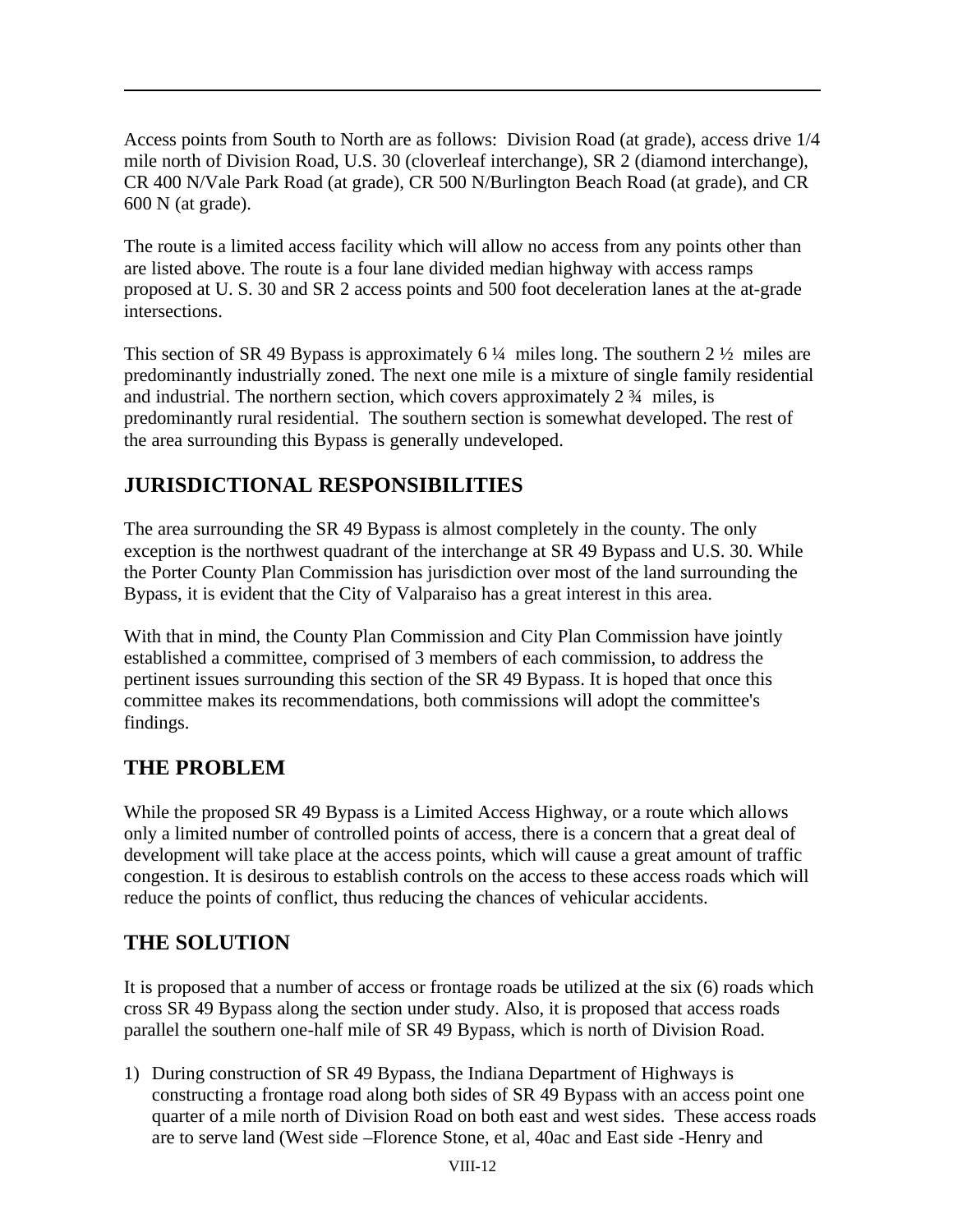Access points from South to North are as follows: Division Road (at grade), access drive 1/4 mile north of Division Road, U.S. 30 (cloverleaf interchange), SR 2 (diamond interchange), CR 400 N/Vale Park Road (at grade), CR 500 N/Burlington Beach Road (at grade), and CR 600 N (at grade).

The route is a limited access facility which will allow no access from any points other than are listed above. The route is a four lane divided median highway with access ramps proposed at U. S. 30 and SR 2 access points and 500 foot deceleration lanes at the at-grade intersections.

This section of SR 49 Bypass is approximately 6 ¼ miles long. The southern 2 ½ miles are predominantly industrially zoned. The next one mile is a mixture of single family residential and industrial. The northern section, which covers approximately 2 ¾ miles, is predominantly rural residential. The southern section is somewhat developed. The rest of the area surrounding this Bypass is generally undeveloped.

## JURISDICTIONAL RESPONSIBILITIES

The area surrounding the SR 49 Bypass is almost completely in the county. The only exception is the northwest quadrant of the interchange at SR 49 Bypass and U.S. 30. While the Porter County Plan Commission has jurisdiction over most of the land surrounding the Bypass, it is evident that the City of Valparaiso has a great interest in this area.

With that in mind, the County Plan Commission and City Plan Commission have jointly established a committee, comprised of 3 members of each commission, to address the pertinent issues surrounding this section of the SR 49 Bypass. It is hoped that once this committee makes its recommendations, both commissions will adopt the committee's findings.

## THE PROBLEM

While the proposed SR 49 Bypass is a Limited Access Highway, or a route which allows only a limited number of controlled points of access, there is a concern that a great deal of development will take place at the access points, which will cause a great amount of traffic congestion. It is desirous to establish controls on the access to these access roads which will reduce the points of conflict, thus reducing the chances of vehicular accidents.

## THE SOLUTION

It is proposed that a number of access or frontage roads be utilized at the six (6) roads which cross SR 49 Bypass along the section under study. Also, it is proposed that access roads parallel the southern one-half mile of SR 49 Bypass, which is north of Division Road.

1) During construction of SR 49 Bypass, the Indiana Department of Highways is constructing a frontage road along both sides of SR 49 Bypass with an access point one quarter of a mile north of Division Road on both east and west sides. These access roads are to serve land (West side –Florence Stone, et al, 40ac and East side -Henry and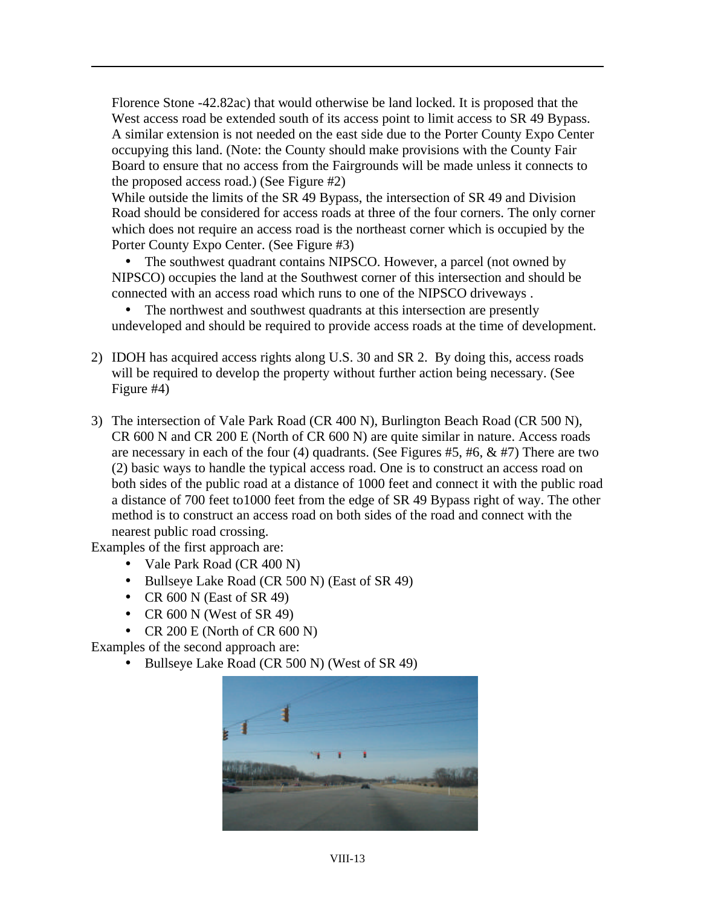Florence Stone -42.82ac) that would otherwise be land locked. It is proposed that the West access road be extended south of its access point to limit access to SR 49 Bypass. A similar extension is not needed on the east side due to the Porter County Expo Center occupying this land. (Note: the County should make provisions with the County Fair Board to ensure that no access from the Fairgrounds will be made unless it connects to the proposed access road.) (See Figure #2)

While outside the limits of the SR 49 Bypass, the intersection of SR 49 and Division Road should be considered for access roads at three of the four corners. The only corner which does not require an access road is the northeast corner which is occupied by the Porter County Expo Center. (See Figure #3)

- The southwest quadrant contains NIPSCO. However, a parcel (not owned by NIPSCO) occupies the land at the Southwest corner of this intersection and should be connected with an access road which runs to one of the NIPSCO driveways .
- The northwest and southwest quadrants at this intersection are presently undeveloped and should be required to provide access roads at the time of development.

2) IDOH has acquired access rights along U.S. 30 and SR 2. By doing this, access roads will be required to develop the property without further action being necessary. (See Figure #4)

3) The intersection of Vale Park Road (CR 400 N), Burlington Beach Road (CR 500 N), CR 600 N and CR 200 E (North of CR 600 N) are quite similar in nature. Access roads are necessary in each of the four (4) quadrants. (See Figures #5, #6, & #7) There are two (2) basic ways to handle the typical access road. One is to construct an access road on both sides of the public road at a distance of 1000 feet and connect it with the public road a distance of 700 feet to1000 feet from the edge of SR 49 Bypass right of way. The other method is to construct an access road on both sides of the road and connect with the nearest public road crossing.

Examples of the first approach are:

- Vale Park Road (CR 400 N)
- Bullseye Lake Road (CR 500 N) (East of SR 49)
- CR 600 N (East of SR 49)
- CR 600 N (West of SR 49)
- CR 200 E (North of CR 600 N)

Examples of the second approach are:

- Bullseye Lake Road (CR 500 N) (West of SR 49)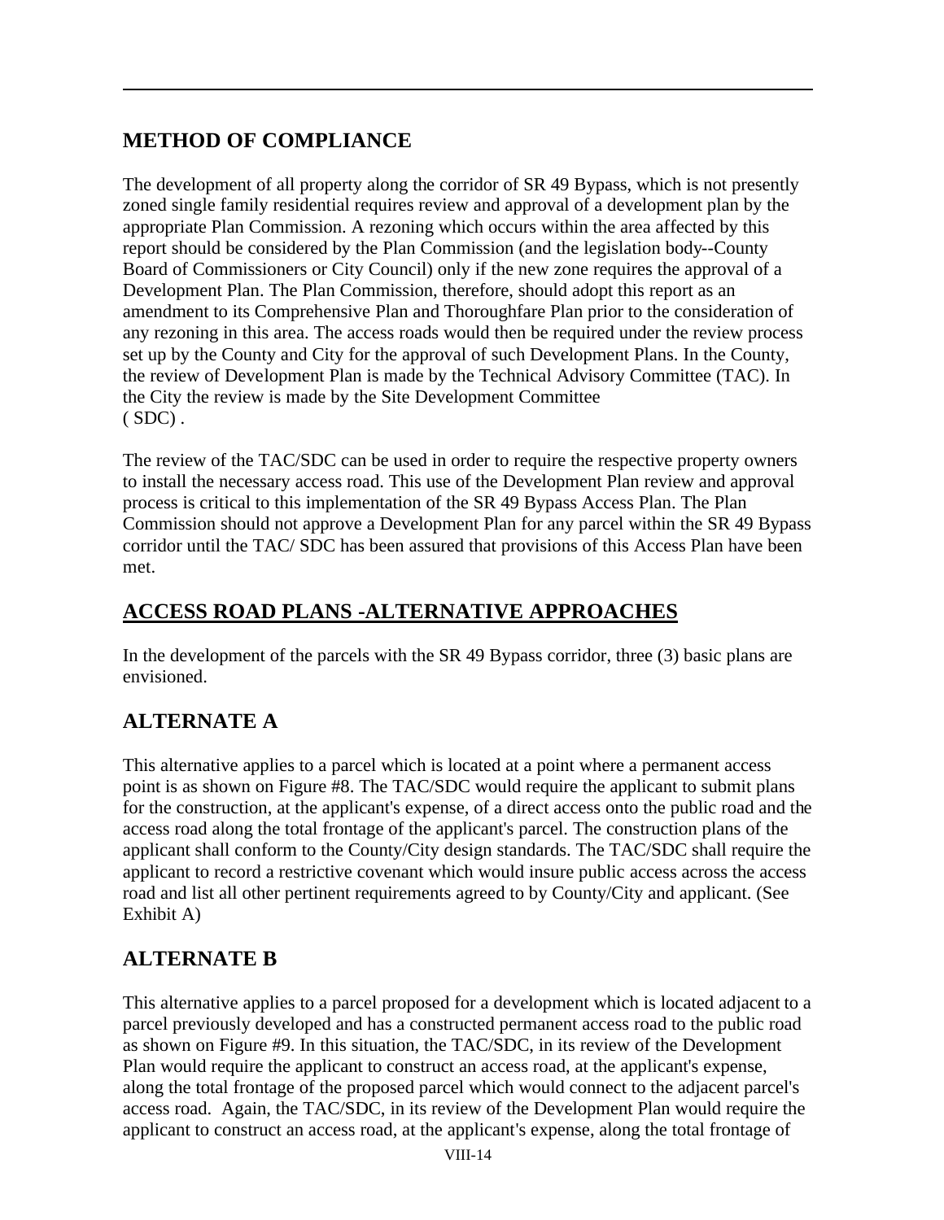## METHOD OF COMPLIANCE

The development of all property along the corridor of SR 49 Bypass, which is not presently zoned single family residential requires review and approval of a development plan by the appropriate Plan Commission. A rezoning which occurs within the area affected by this report should be considered by the Plan Commission (and the legislation body--County Board of Commissioners or City Council) only if the new zone requires the approval of a Development Plan. The Plan Commission, therefore, should adopt this report as an amendment to its Comprehensive Plan and Thoroughfare Plan prior to the consideration of any rezoning in this area. The access roads would then be required under the review process set up by the County and City for the approval of such Development Plans. In the County, the review of Development Plan is made by the Technical Advisory Committee (TAC). In the City the review is made by the Site Development Committee ( SDC) .

The review of the TAC/SDC can be used in order to require the respective property owners to install the necessary access road. This use of the Development Plan review and approval process is critical to this implementation of the SR 49 Bypass Access Plan. The Plan Commission should not approve a Development Plan for any parcel within the SR 49 Bypass corridor until the TAC/ SDC has been assured that provisions of this Access Plan have been met.

## ACCESS ROAD PLANS -ALTERNATIVE APPROACHES

In the development of the parcels with the SR 49 Bypass corridor, three (3) basic plans are envisioned.

## ALTERNATE A

This alternative applies to a parcel which is located at a point where a permanent access point is as shown on Figure #8. The TAC/SDC would require the applicant to submit plans for the construction, at the applicant's expense, of a direct access onto the public road and the access road along the total frontage of the applicant's parcel. The construction plans of the applicant shall conform to the County/City design standards. The TAC/SDC shall require the applicant to record a restrictive covenant which would insure public access across the access road and list all other pertinent requirements agreed to by County/City and applicant. (See Exhibit A)

## ALTERNATE B

This alternative applies to a parcel proposed for a development which is located adjacent to a parcel previously developed and has a constructed permanent access road to the public road as shown on Figure #9. In this situation, the TAC/SDC, in its review of the Development Plan would require the applicant to construct an access road, at the applicant's expense, along the total frontage of the proposed parcel which would connect to the adjacent parcel's access road. Again, the TAC/SDC, in its review of the Development Plan would require the applicant to construct an access road, at the applicant's expense, along the total frontage of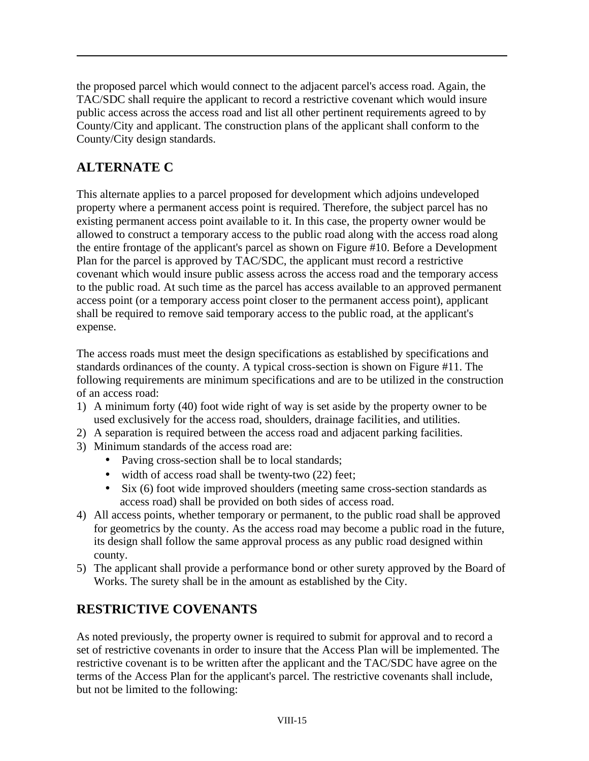the proposed parcel which would connect to the adjacent parcel's access road. Again, the TAC/SDC shall require the applicant to record a restrictive covenant which would insure public access across the access road and list all other pertinent requirements agreed to by County/City and applicant. The construction plans of the applicant shall conform to the County/City design standards.

## ALTERNATE C

This alternate applies to a parcel proposed for development which adjoins undeveloped property where a permanent access point is required. Therefore, the subject parcel has no existing permanent access point available to it. In this case, the property owner would be allowed to construct a temporary access to the public road along with the access road along the entire frontage of the applicant's parcel as shown on Figure #10. Before a Development Plan for the parcel is approved by TAC/SDC, the applicant must record a restrictive covenant which would insure public assess across the access road and the temporary access to the public road. At such time as the parcel has access available to an approved permanent access point (or a temporary access point closer to the permanent access point), applicant shall be required to remove said temporary access to the public road, at the applicant's expense.

The access roads must meet the design specifications as established by specifications and standards ordinances of the county. A typical cross-section is shown on Figure #11. The following requirements are minimum specifications and are to be utilized in the construction of an access road:

1) A minimum forty (40) foot wide right of way is set aside by the property owner to be used exclusively for the access road, shoulders, drainage facilities, and utilities.
2) A separation is required between the access road and adjacent parking facilities.
3) Minimum standards of the access road are:
   - Paving cross-section shall be to local standards;
   - width of access road shall be twenty-two (22) feet;
   - Six (6) foot wide improved shoulders (meeting same cross-section standards as access road) shall be provided on both sides of access road.
4) All access points, whether temporary or permanent, to the public road shall be approved for geometrics by the county. As the access road may become a public road in the future, its design shall follow the same approval process as any public road designed within county.
5) The applicant shall provide a performance bond or other surety approved by the Board of Works. The surety shall be in the amount as established by the City.

## RESTRICTIVE COVENANTS

As noted previously, the property owner is required to submit for approval and to record a set of restrictive covenants in order to insure that the Access Plan will be implemented. The restrictive covenant is to be written after the applicant and the TAC/SDC have agree on the terms of the Access Plan for the applicant's parcel. The restrictive covenants shall include, but not be limited to the following: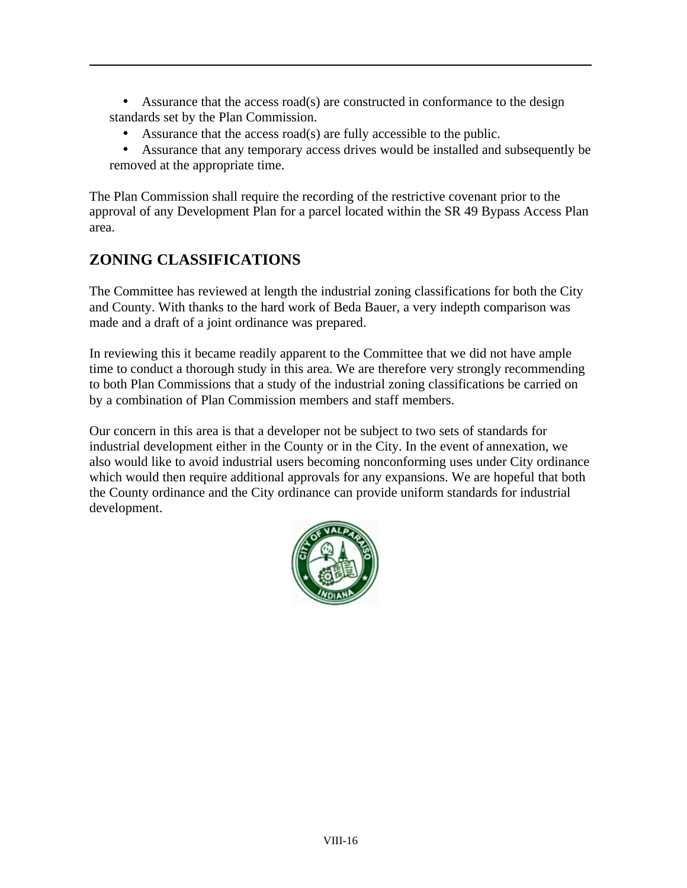- Assurance that the access road(s) are constructed in conformance to the design standards set by the Plan Commission.
- Assurance that the access road(s) are fully accessible to the public.
- Assurance that any temporary access drives would be installed and subsequently be removed at the appropriate time.

The Plan Commission shall require the recording of the restrictive covenant prior to the approval of any Development Plan for a parcel located within the SR 49 Bypass Access Plan area.

## ZONING CLASSIFICATIONS

The Committee has reviewed at length the industrial zoning classifications for both the City and County. With thanks to the hard work of Beda Bauer, a very indepth comparison was made and a draft of a joint ordinance was prepared.

In reviewing this it became readily apparent to the Committee that we did not have ample time to conduct a thorough study in this area. We are therefore very strongly recommending to both Plan Commissions that a study of the industrial zoning classifications be carried on by a combination of Plan Commission members and staff members.

Our concern in this area is that a developer not be subject to two sets of standards for industrial development either in the County or in the City. In the event of annexation, we also would like to avoid industrial users becoming nonconforming uses under City ordinance which would then require additional approvals for any expansions. We are hopeful that both the County ordinance and the City ordinance can provide uniform standards for industrial development.